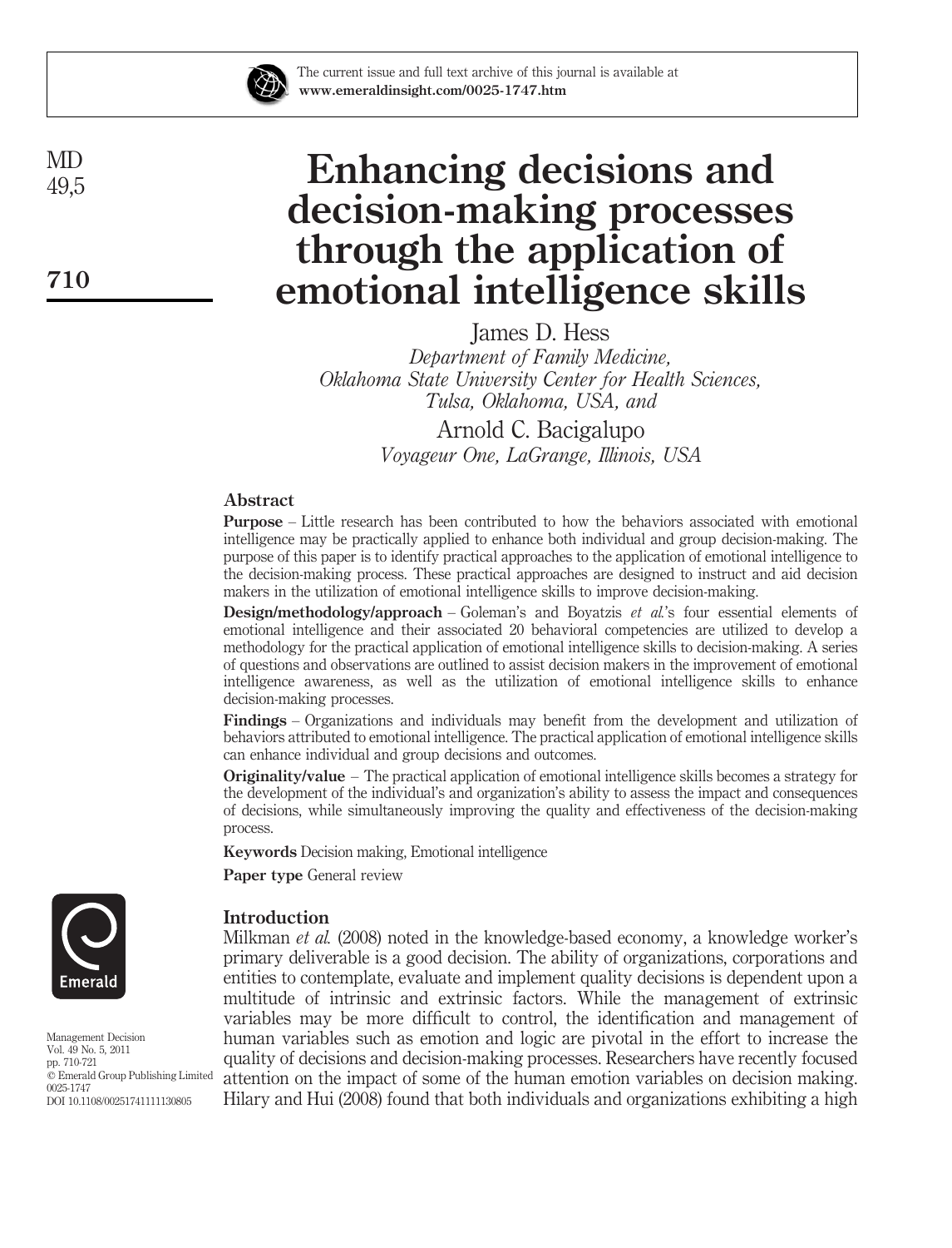# Enhancing decisions and decision-making processes through the application of emotional intelligence skills

James D. Hess
*Department of Family Medicine, Oklahoma State University Center for Health Sciences, Tulsa, Oklahoma, USA, and*

Arnold C. Bacigalupo
*Voyageur One, LaGrange, Illinois, USA*

## Abstract

**Purpose** – Little research has been contributed to how the behaviors associated with emotional intelligence may be practically applied to enhance both individual and group decision-making. The purpose of this paper is to identify practical approaches to the application of emotional intelligence to the decision-making process. These practical approaches are designed to instruct and aid decision makers in the utilization of emotional intelligence skills to improve decision-making.

**Design/methodology/approach** – Goleman's and Boyatzis *et al.*'s four essential elements of emotional intelligence and their associated 20 behavioral competencies are utilized to develop a methodology for the practical application of emotional intelligence skills to decision-making. A series of questions and observations are outlined to assist decision makers in the improvement of emotional intelligence awareness, as well as the utilization of emotional intelligence skills to enhance decision-making processes.

**Findings** – Organizations and individuals may benefit from the development and utilization of behaviors attributed to emotional intelligence. The practical application of emotional intelligence skills can enhance individual and group decisions and outcomes.

**Originality/value** – The practical application of emotional intelligence skills becomes a strategy for the development of the individual's and organization's ability to assess the impact and consequences of decisions, while simultaneously improving the quality and effectiveness of the decision-making process.

**Keywords** Decision making, Emotional intelligence

**Paper type** General review

## Introduction

Milkman *et al.* (2008) noted in the knowledge-based economy, a knowledge worker's primary deliverable is a good decision. The ability of organizations, corporations and entities to contemplate, evaluate and implement quality decisions is dependent upon a multitude of intrinsic and extrinsic factors. While the management of extrinsic variables may be more difficult to control, the identification and management of human variables such as emotion and logic are pivotal in the effort to increase the quality of decisions and decision-making processes. Researchers have recently focused attention on the impact of some of the human emotion variables on decision making. Hilary and Hui (2008) found that both individuals and organizations exhibiting a high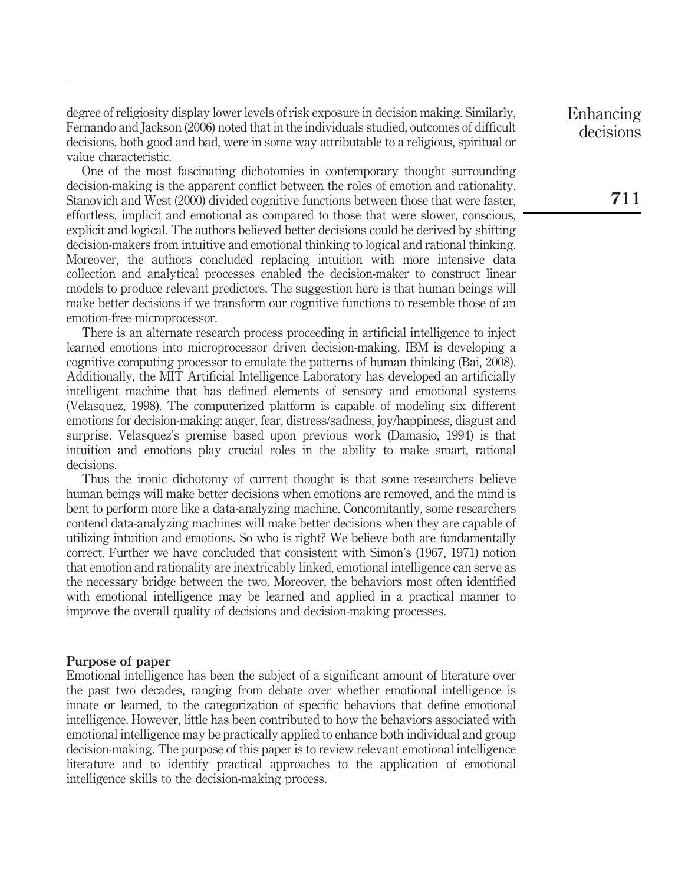degree of religiosity display lower levels of risk exposure in decision making. Similarly, Fernando and Jackson (2006) noted that in the individuals studied, outcomes of difficult decisions, both good and bad, were in some way attributable to a religious, spiritual or value characteristic.

One of the most fascinating dichotomies in contemporary thought surrounding decision-making is the apparent conflict between the roles of emotion and rationality. Stanovich and West (2000) divided cognitive functions between those that were faster, effortless, implicit and emotional as compared to those that were slower, conscious, explicit and logical. The authors believed better decisions could be derived by shifting decision-makers from intuitive and emotional thinking to logical and rational thinking. Moreover, the authors concluded replacing intuition with more intensive data collection and analytical processes enabled the decision-maker to construct linear models to produce relevant predictors. The suggestion here is that human beings will make better decisions if we transform our cognitive functions to resemble those of an emotion-free microprocessor.

There is an alternate research process proceeding in artificial intelligence to inject learned emotions into microprocessor driven decision-making. IBM is developing a cognitive computing processor to emulate the patterns of human thinking (Bai, 2008). Additionally, the MIT Artificial Intelligence Laboratory has developed an artificially intelligent machine that has defined elements of sensory and emotional systems (Velasquez, 1998). The computerized platform is capable of modeling six different emotions for decision-making: anger, fear, distress/sadness, joy/happiness, disgust and surprise. Velasquez's premise based upon previous work (Damasio, 1994) is that intuition and emotions play crucial roles in the ability to make smart, rational decisions.

Thus the ironic dichotomy of current thought is that some researchers believe human beings will make better decisions when emotions are removed, and the mind is bent to perform more like a data-analyzing machine. Concomitantly, some researchers contend data-analyzing machines will make better decisions when they are capable of utilizing intuition and emotions. So who is right? We believe both are fundamentally correct. Further we have concluded that consistent with Simon's (1967, 1971) notion that emotion and rationality are inextricably linked, emotional intelligence can serve as the necessary bridge between the two. Moreover, the behaviors most often identified with emotional intelligence may be learned and applied in a practical manner to improve the overall quality of decisions and decision-making processes.

## Purpose of paper

Emotional intelligence has been the subject of a significant amount of literature over the past two decades, ranging from debate over whether emotional intelligence is innate or learned, to the categorization of specific behaviors that define emotional intelligence. However, little has been contributed to how the behaviors associated with emotional intelligence may be practically applied to enhance both individual and group decision-making. The purpose of this paper is to review relevant emotional intelligence literature and to identify practical approaches to the application of emotional intelligence skills to the decision-making process.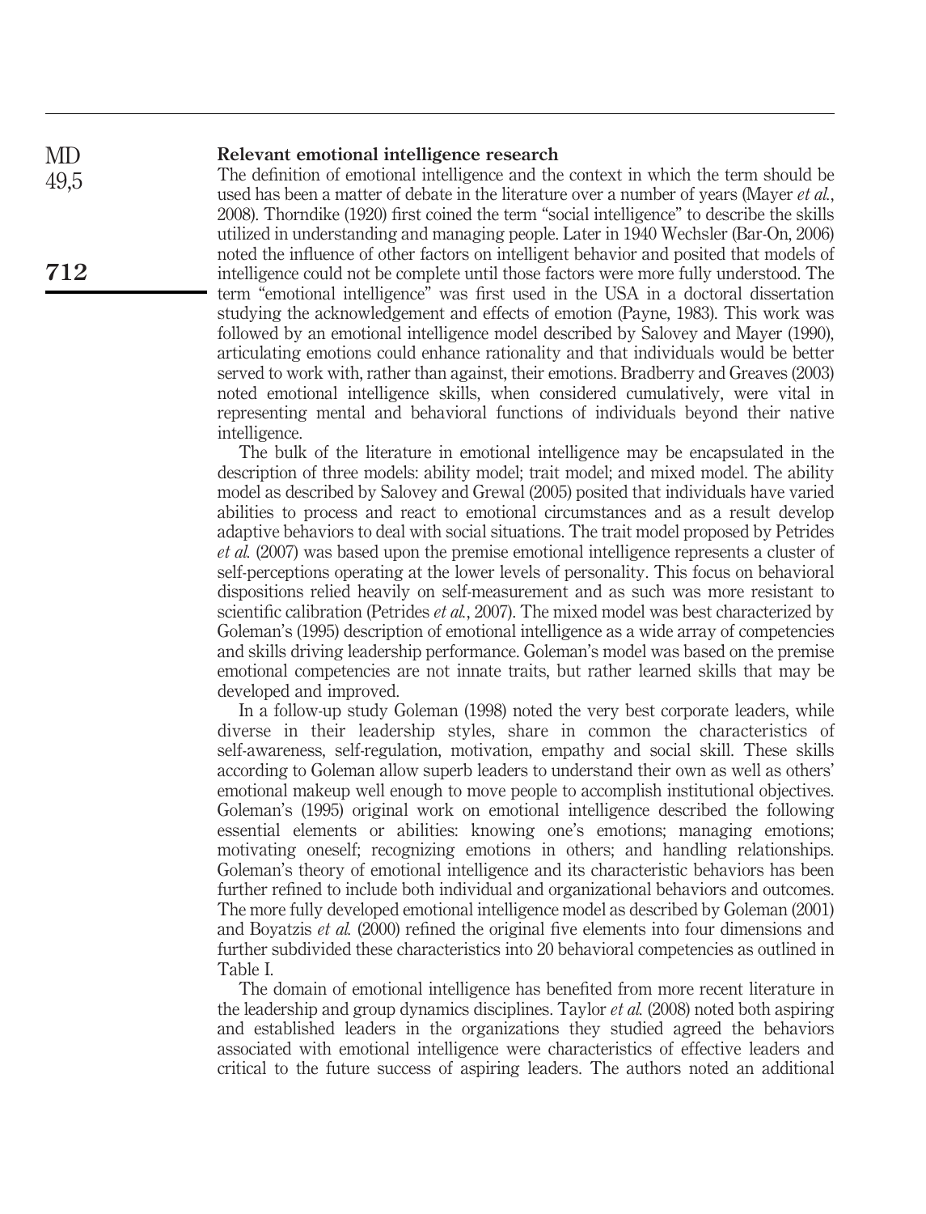### Relevant emotional intelligence research

The definition of emotional intelligence and the context in which the term should be used has been a matter of debate in the literature over a number of years (Mayer *et al.*, 2008). Thorndike (1920) first coined the term "social intelligence" to describe the skills utilized in understanding and managing people. Later in 1940 Wechsler (Bar-On, 2006) noted the influence of other factors on intelligent behavior and posited that models of intelligence could not be complete until those factors were more fully understood. The term "emotional intelligence" was first used in the USA in a doctoral dissertation studying the acknowledgement and effects of emotion (Payne, 1983). This work was followed by an emotional intelligence model described by Salovey and Mayer (1990), articulating emotions could enhance rationality and that individuals would be better served to work with, rather than against, their emotions. Bradberry and Greaves (2003) noted emotional intelligence skills, when considered cumulatively, were vital in representing mental and behavioral functions of individuals beyond their native intelligence.

The bulk of the literature in emotional intelligence may be encapsulated in the description of three models: ability model; trait model; and mixed model. The ability model as described by Salovey and Grewal (2005) posited that individuals have varied abilities to process and react to emotional circumstances and as a result develop adaptive behaviors to deal with social situations. The trait model proposed by Petrides *et al.* (2007) was based upon the premise emotional intelligence represents a cluster of self-perceptions operating at the lower levels of personality. This focus on behavioral dispositions relied heavily on self-measurement and as such was more resistant to scientific calibration (Petrides *et al.*, 2007). The mixed model was best characterized by Goleman's (1995) description of emotional intelligence as a wide array of competencies and skills driving leadership performance. Goleman's model was based on the premise emotional competencies are not innate traits, but rather learned skills that may be developed and improved.

In a follow-up study Goleman (1998) noted the very best corporate leaders, while diverse in their leadership styles, share in common the characteristics of self-awareness, self-regulation, motivation, empathy and social skill. These skills according to Goleman allow superb leaders to understand their own as well as others' emotional makeup well enough to move people to accomplish institutional objectives. Goleman's (1995) original work on emotional intelligence described the following essential elements or abilities: knowing one's emotions; managing emotions; motivating oneself; recognizing emotions in others; and handling relationships. Goleman's theory of emotional intelligence and its characteristic behaviors has been further refined to include both individual and organizational behaviors and outcomes. The more fully developed emotional intelligence model as described by Goleman (2001) and Boyatzis *et al.* (2000) refined the original five elements into four dimensions and further subdivided these characteristics into 20 behavioral competencies as outlined in Table I.

The domain of emotional intelligence has benefited from more recent literature in the leadership and group dynamics disciplines. Taylor *et al.* (2008) noted both aspiring and established leaders in the organizations they studied agreed the behaviors associated with emotional intelligence were characteristics of effective leaders and critical to the future success of aspiring leaders. The authors noted an additional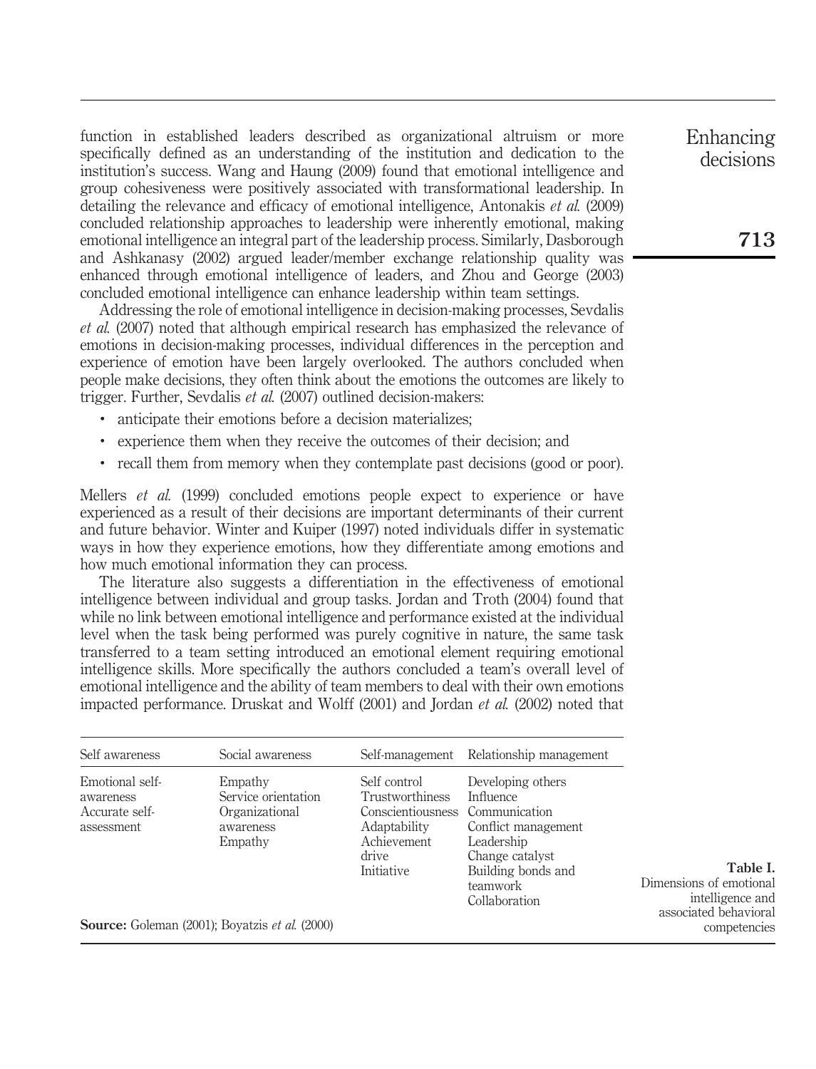function in established leaders described as organizational altruism or more specifically defined as an understanding of the institution and dedication to the institution's success. Wang and Haung (2009) found that emotional intelligence and group cohesiveness were positively associated with transformational leadership. In detailing the relevance and efficacy of emotional intelligence, Antonakis *et al.* (2009) concluded relationship approaches to leadership were inherently emotional, making emotional intelligence an integral part of the leadership process. Similarly, Dasborough and Ashkanasy (2002) argued leader/member exchange relationship quality was enhanced through emotional intelligence of leaders, and Zhou and George (2003) concluded emotional intelligence can enhance leadership within team settings.

Addressing the role of emotional intelligence in decision-making processes, Sevdalis *et al.* (2007) noted that although empirical research has emphasized the relevance of emotions in decision-making processes, individual differences in the perception and experience of emotion have been largely overlooked. The authors concluded when people make decisions, they often think about the emotions the outcomes are likely to trigger. Further, Sevdalis *et al.* (2007) outlined decision-makers:

- anticipate their emotions before a decision materializes;
- experience them when they receive the outcomes of their decision; and
- recall them from memory when they contemplate past decisions (good or poor).

Mellers *et al.* (1999) concluded emotions people expect to experience or have experienced as a result of their decisions are important determinants of their current and future behavior. Winter and Kuiper (1997) noted individuals differ in systematic ways in how they experience emotions, how they differentiate among emotions and how much emotional information they can process.

The literature also suggests a differentiation in the effectiveness of emotional intelligence between individual and group tasks. Jordan and Troth (2004) found that while no link between emotional intelligence and performance existed at the individual level when the task being performed was purely cognitive in nature, the same task transferred to a team setting introduced an emotional element requiring emotional intelligence skills. More specifically the authors concluded a team's overall level of emotional intelligence and the ability of team members to deal with their own emotions impacted performance. Druskat and Wolff (2001) and Jordan *et al.* (2002) noted that

**Table I.** Dimensions of emotional intelligence and associated behavioral competencies

| Self awareness | Social awareness | Self-management | Relationship management |
|---|---|---|---|
| Emotional self-awareness | Empathy | Self control | Developing others |
| Accurate self-assessment | Service orientation | Trustworthiness | Influence |
| | Organizational awareness | Conscientiousness | Communication |
| | Empathy | Adaptability | Conflict management |
| | | Achievement drive | Leadership |
| | | Initiative | Change catalyst |
| | | | Building bonds and teamwork |
| | | | Collaboration |

**Source:** Goleman (2001); Boyatzis *et al.* (2000)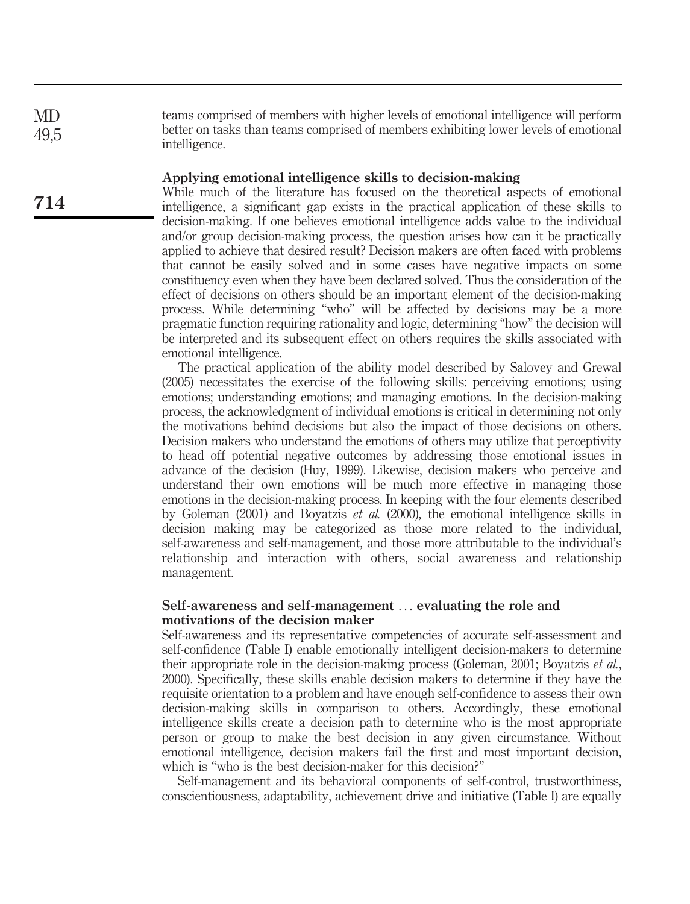teams comprised of members with higher levels of emotional intelligence will perform better on tasks than teams comprised of members exhibiting lower levels of emotional intelligence.

## Applying emotional intelligence skills to decision-making

While much of the literature has focused on the theoretical aspects of emotional intelligence, a significant gap exists in the practical application of these skills to decision-making. If one believes emotional intelligence adds value to the individual and/or group decision-making process, the question arises how can it be practically applied to achieve that desired result? Decision makers are often faced with problems that cannot be easily solved and in some cases have negative impacts on some constituency even when they have been declared solved. Thus the consideration of the effect of decisions on others should be an important element of the decision-making process. While determining "who" will be affected by decisions may be a more pragmatic function requiring rationality and logic, determining "how" the decision will be interpreted and its subsequent effect on others requires the skills associated with emotional intelligence.

The practical application of the ability model described by Salovey and Grewal (2005) necessitates the exercise of the following skills: perceiving emotions; using emotions; understanding emotions; and managing emotions. In the decision-making process, the acknowledgment of individual emotions is critical in determining not only the motivations behind decisions but also the impact of those decisions on others. Decision makers who understand the emotions of others may utilize that perceptivity to head off potential negative outcomes by addressing those emotional issues in advance of the decision (Huy, 1999). Likewise, decision makers who perceive and understand their own emotions will be much more effective in managing those emotions in the decision-making process. In keeping with the four elements described by Goleman (2001) and Boyatzis *et al.* (2000), the emotional intelligence skills in decision making may be categorized as those more related to the individual, self-awareness and self-management, and those more attributable to the individual's relationship and interaction with others, social awareness and relationship management.

## Self-awareness and self-management … evaluating the role and motivations of the decision maker

Self-awareness and its representative competencies of accurate self-assessment and self-confidence (Table I) enable emotionally intelligent decision-makers to determine their appropriate role in the decision-making process (Goleman, 2001; Boyatzis *et al.*, 2000). Specifically, these skills enable decision makers to determine if they have the requisite orientation to a problem and have enough self-confidence to assess their own decision-making skills in comparison to others. Accordingly, these emotional intelligence skills create a decision path to determine who is the most appropriate person or group to make the best decision in any given circumstance. Without emotional intelligence, decision makers fail the first and most important decision, which is "who is the best decision-maker for this decision?"

Self-management and its behavioral components of self-control, trustworthiness, conscientiousness, adaptability, achievement drive and initiative (Table I) are equally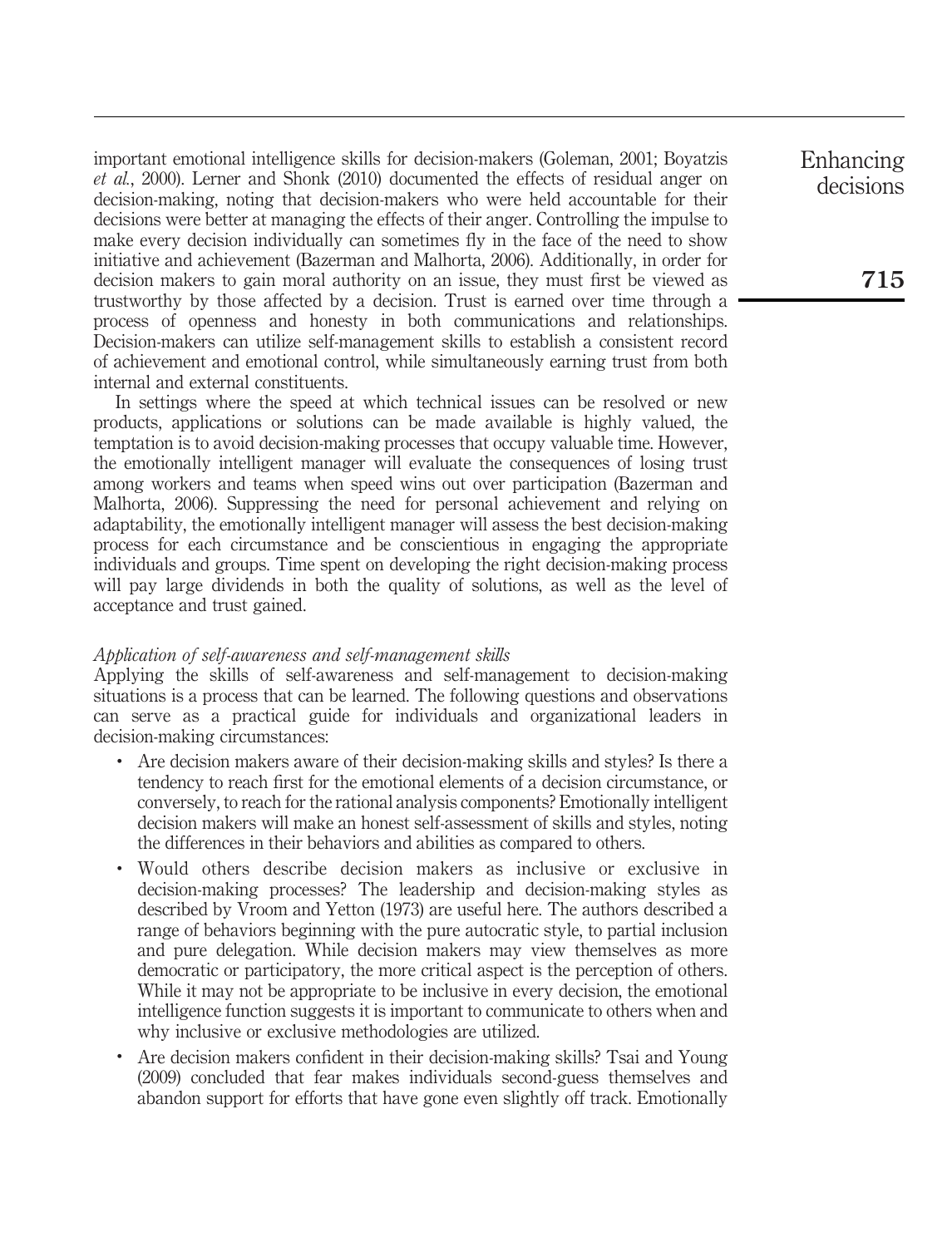important emotional intelligence skills for decision-makers (Goleman, 2001; Boyatzis *et al.*, 2000). Lerner and Shonk (2010) documented the effects of residual anger on decision-making, noting that decision-makers who were held accountable for their decisions were better at managing the effects of their anger. Controlling the impulse to make every decision individually can sometimes fly in the face of the need to show initiative and achievement (Bazerman and Malhorta, 2006). Additionally, in order for decision makers to gain moral authority on an issue, they must first be viewed as trustworthy by those affected by a decision. Trust is earned over time through a process of openness and honesty in both communications and relationships. Decision-makers can utilize self-management skills to establish a consistent record of achievement and emotional control, while simultaneously earning trust from both internal and external constituents.

In settings where the speed at which technical issues can be resolved or new products, applications or solutions can be made available is highly valued, the temptation is to avoid decision-making processes that occupy valuable time. However, the emotionally intelligent manager will evaluate the consequences of losing trust among workers and teams when speed wins out over participation (Bazerman and Malhorta, 2006). Suppressing the need for personal achievement and relying on adaptability, the emotionally intelligent manager will assess the best decision-making process for each circumstance and be conscientious in engaging the appropriate individuals and groups. Time spent on developing the right decision-making process will pay large dividends in both the quality of solutions, as well as the level of acceptance and trust gained.

### *Application of self-awareness and self-management skills*

Applying the skills of self-awareness and self-management to decision-making situations is a process that can be learned. The following questions and observations can serve as a practical guide for individuals and organizational leaders in decision-making circumstances:

- Are decision makers aware of their decision-making skills and styles? Is there a tendency to reach first for the emotional elements of a decision circumstance, or conversely, to reach for the rational analysis components? Emotionally intelligent decision makers will make an honest self-assessment of skills and styles, noting the differences in their behaviors and abilities as compared to others.
- Would others describe decision makers as inclusive or exclusive in decision-making processes? The leadership and decision-making styles as described by Vroom and Yetton (1973) are useful here. The authors described a range of behaviors beginning with the pure autocratic style, to partial inclusion and pure delegation. While decision makers may view themselves as more democratic or participatory, the more critical aspect is the perception of others. While it may not be appropriate to be inclusive in every decision, the emotional intelligence function suggests it is important to communicate to others when and why inclusive or exclusive methodologies are utilized.
- Are decision makers confident in their decision-making skills? Tsai and Young (2009) concluded that fear makes individuals second-guess themselves and abandon support for efforts that have gone even slightly off track. Emotionally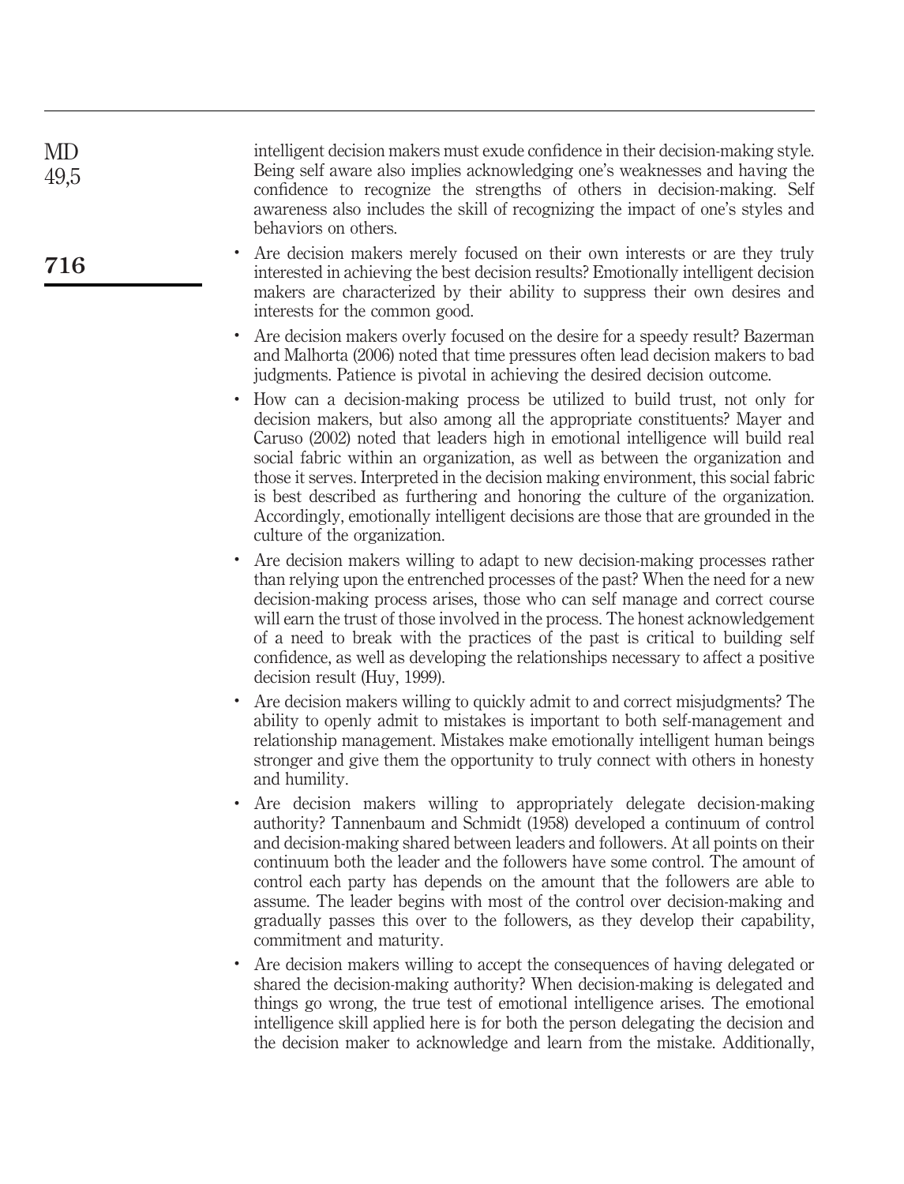intelligent decision makers must exude confidence in their decision-making style. Being self aware also implies acknowledging one's weaknesses and having the confidence to recognize the strengths of others in decision-making. Self awareness also includes the skill of recognizing the impact of one's styles and behaviors on others.

- Are decision makers merely focused on their own interests or are they truly interested in achieving the best decision results? Emotionally intelligent decision makers are characterized by their ability to suppress their own desires and interests for the common good.
- Are decision makers overly focused on the desire for a speedy result? Bazerman and Malhorta (2006) noted that time pressures often lead decision makers to bad judgments. Patience is pivotal in achieving the desired decision outcome.
- How can a decision-making process be utilized to build trust, not only for decision makers, but also among all the appropriate constituents? Mayer and Caruso (2002) noted that leaders high in emotional intelligence will build real social fabric within an organization, as well as between the organization and those it serves. Interpreted in the decision making environment, this social fabric is best described as furthering and honoring the culture of the organization. Accordingly, emotionally intelligent decisions are those that are grounded in the culture of the organization.
- Are decision makers willing to adapt to new decision-making processes rather than relying upon the entrenched processes of the past? When the need for a new decision-making process arises, those who can self manage and correct course will earn the trust of those involved in the process. The honest acknowledgement of a need to break with the practices of the past is critical to building self confidence, as well as developing the relationships necessary to affect a positive decision result (Huy, 1999).
- Are decision makers willing to quickly admit to and correct misjudgments? The ability to openly admit to mistakes is important to both self-management and relationship management. Mistakes make emotionally intelligent human beings stronger and give them the opportunity to truly connect with others in honesty and humility.
- Are decision makers willing to appropriately delegate decision-making authority? Tannenbaum and Schmidt (1958) developed a continuum of control and decision-making shared between leaders and followers. At all points on their continuum both the leader and the followers have some control. The amount of control each party has depends on the amount that the followers are able to assume. The leader begins with most of the control over decision-making and gradually passes this over to the followers, as they develop their capability, commitment and maturity.
- Are decision makers willing to accept the consequences of having delegated or shared the decision-making authority? When decision-making is delegated and things go wrong, the true test of emotional intelligence arises. The emotional intelligence skill applied here is for both the person delegating the decision and the decision maker to acknowledge and learn from the mistake. Additionally,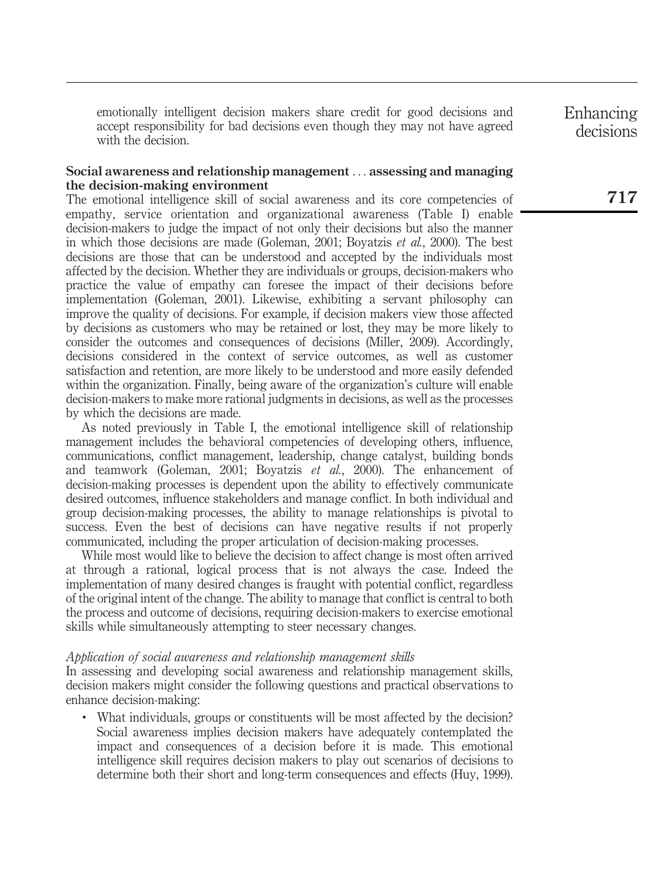emotionally intelligent decision makers share credit for good decisions and accept responsibility for bad decisions even though they may not have agreed with the decision.

### Social awareness and relationship management . . . assessing and managing the decision-making environment

The emotional intelligence skill of social awareness and its core competencies of empathy, service orientation and organizational awareness (Table I) enable decision-makers to judge the impact of not only their decisions but also the manner in which those decisions are made (Goleman, 2001; Boyatzis *et al.*, 2000). The best decisions are those that can be understood and accepted by the individuals most affected by the decision. Whether they are individuals or groups, decision-makers who practice the value of empathy can foresee the impact of their decisions before implementation (Goleman, 2001). Likewise, exhibiting a servant philosophy can improve the quality of decisions. For example, if decision makers view those affected by decisions as customers who may be retained or lost, they may be more likely to consider the outcomes and consequences of decisions (Miller, 2009). Accordingly, decisions considered in the context of service outcomes, as well as customer satisfaction and retention, are more likely to be understood and more easily defended within the organization. Finally, being aware of the organization's culture will enable decision-makers to make more rational judgments in decisions, as well as the processes by which the decisions are made.

As noted previously in Table I, the emotional intelligence skill of relationship management includes the behavioral competencies of developing others, influence, communications, conflict management, leadership, change catalyst, building bonds and teamwork (Goleman, 2001; Boyatzis *et al.*, 2000). The enhancement of decision-making processes is dependent upon the ability to effectively communicate desired outcomes, influence stakeholders and manage conflict. In both individual and group decision-making processes, the ability to manage relationships is pivotal to success. Even the best of decisions can have negative results if not properly communicated, including the proper articulation of decision-making processes.

While most would like to believe the decision to affect change is most often arrived at through a rational, logical process that is not always the case. Indeed the implementation of many desired changes is fraught with potential conflict, regardless of the original intent of the change. The ability to manage that conflict is central to both the process and outcome of decisions, requiring decision-makers to exercise emotional skills while simultaneously attempting to steer necessary changes.

#### *Application of social awareness and relationship management skills*

In assessing and developing social awareness and relationship management skills, decision makers might consider the following questions and practical observations to enhance decision-making:

- What individuals, groups or constituents will be most affected by the decision? Social awareness implies decision makers have adequately contemplated the impact and consequences of a decision before it is made. This emotional intelligence skill requires decision makers to play out scenarios of decisions to determine both their short and long-term consequences and effects (Huy, 1999).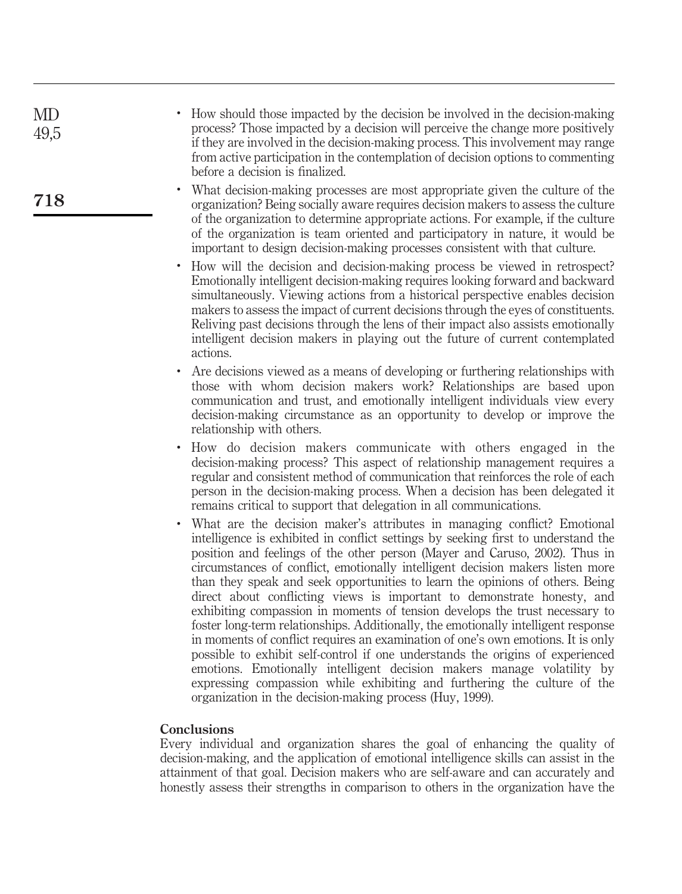- How should those impacted by the decision be involved in the decision-making process? Those impacted by a decision will perceive the change more positively if they are involved in the decision-making process. This involvement may range from active participation in the contemplation of decision options to commenting before a decision is finalized.
- What decision-making processes are most appropriate given the culture of the organization? Being socially aware requires decision makers to assess the culture of the organization to determine appropriate actions. For example, if the culture of the organization is team oriented and participatory in nature, it would be important to design decision-making processes consistent with that culture.
- How will the decision and decision-making process be viewed in retrospect? Emotionally intelligent decision-making requires looking forward and backward simultaneously. Viewing actions from a historical perspective enables decision makers to assess the impact of current decisions through the eyes of constituents. Reliving past decisions through the lens of their impact also assists emotionally intelligent decision makers in playing out the future of current contemplated actions.
- Are decisions viewed as a means of developing or furthering relationships with those with whom decision makers work? Relationships are based upon communication and trust, and emotionally intelligent individuals view every decision-making circumstance as an opportunity to develop or improve the relationship with others.
- How do decision makers communicate with others engaged in the decision-making process? This aspect of relationship management requires a regular and consistent method of communication that reinforces the role of each person in the decision-making process. When a decision has been delegated it remains critical to support that delegation in all communications.
- What are the decision maker's attributes in managing conflict? Emotional intelligence is exhibited in conflict settings by seeking first to understand the position and feelings of the other person (Mayer and Caruso, 2002). Thus in circumstances of conflict, emotionally intelligent decision makers listen more than they speak and seek opportunities to learn the opinions of others. Being direct about conflicting views is important to demonstrate honesty, and exhibiting compassion in moments of tension develops the trust necessary to foster long-term relationships. Additionally, the emotionally intelligent response in moments of conflict requires an examination of one's own emotions. It is only possible to exhibit self-control if one understands the origins of experienced emotions. Emotionally intelligent decision makers manage volatility by expressing compassion while exhibiting and furthering the culture of the organization in the decision-making process (Huy, 1999).

## Conclusions

Every individual and organization shares the goal of enhancing the quality of decision-making, and the application of emotional intelligence skills can assist in the attainment of that goal. Decision makers who are self-aware and can accurately and honestly assess their strengths in comparison to others in the organization have the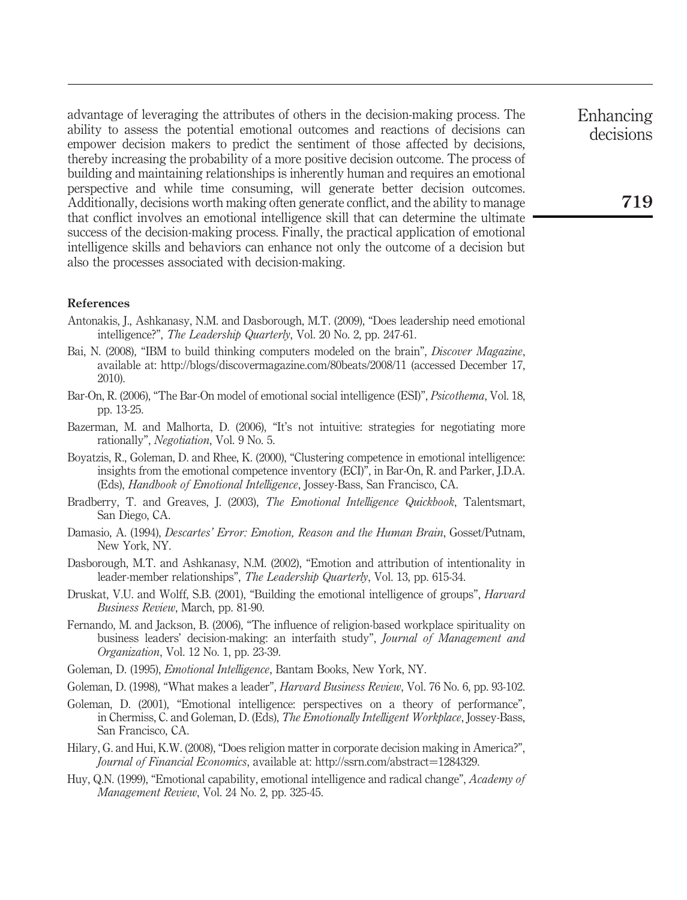advantage of leveraging the attributes of others in the decision-making process. The ability to assess the potential emotional outcomes and reactions of decisions can empower decision makers to predict the sentiment of those affected by decisions, thereby increasing the probability of a more positive decision outcome. The process of building and maintaining relationships is inherently human and requires an emotional perspective and while time consuming, will generate better decision outcomes. Additionally, decisions worth making often generate conflict, and the ability to manage that conflict involves an emotional intelligence skill that can determine the ultimate success of the decision-making process. Finally, the practical application of emotional intelligence skills and behaviors can enhance not only the outcome of a decision but also the processes associated with decision-making.

#### References

Antonakis, J., Ashkanasy, N.M. and Dasborough, M.T. (2009), "Does leadership need emotional intelligence?", *The Leadership Quarterly*, Vol. 20 No. 2, pp. 247-61.

Bai, N. (2008), "IBM to build thinking computers modeled on the brain", *Discover Magazine*, available at: http://blogs/discovermagazine.com/80beats/2008/11 (accessed December 17, 2010).

Bar-On, R. (2006), "The Bar-On model of emotional social intelligence (ESI)", *Psicothema*, Vol. 18, pp. 13-25.

Bazerman, M. and Malhorta, D. (2006), "It's not intuitive: strategies for negotiating more rationally", *Negotiation*, Vol. 9 No. 5.

Boyatzis, R., Goleman, D. and Rhee, K. (2000), "Clustering competence in emotional intelligence: insights from the emotional competence inventory (ECI)", in Bar-On, R. and Parker, J.D.A. (Eds), *Handbook of Emotional Intelligence*, Jossey-Bass, San Francisco, CA.

Bradberry, T. and Greaves, J. (2003), *The Emotional Intelligence Quickbook*, Talentsmart, San Diego, CA.

Damasio, A. (1994), *Descartes' Error: Emotion, Reason and the Human Brain*, Gosset/Putnam, New York, NY.

Dasborough, M.T. and Ashkanasy, N.M. (2002), "Emotion and attribution of intentionality in leader-member relationships", *The Leadership Quarterly*, Vol. 13, pp. 615-34.

Druskat, V.U. and Wolff, S.B. (2001), "Building the emotional intelligence of groups", *Harvard Business Review*, March, pp. 81-90.

Fernando, M. and Jackson, B. (2006), "The influence of religion-based workplace spirituality on business leaders' decision-making: an interfaith study", *Journal of Management and Organization*, Vol. 12 No. 1, pp. 23-39.

Goleman, D. (1995), *Emotional Intelligence*, Bantam Books, New York, NY.

Goleman, D. (1998), "What makes a leader", *Harvard Business Review*, Vol. 76 No. 6, pp. 93-102.

Goleman, D. (2001), "Emotional intelligence: perspectives on a theory of performance", in Chermiss, C. and Goleman, D. (Eds), *The Emotionally Intelligent Workplace*, Jossey-Bass, San Francisco, CA.

Hilary, G. and Hui, K.W. (2008), "Does religion matter in corporate decision making in America?", *Journal of Financial Economics*, available at: http://ssrn.com/abstract=1284329.

Huy, Q.N. (1999), "Emotional capability, emotional intelligence and radical change", *Academy of Management Review*, Vol. 24 No. 2, pp. 325-45.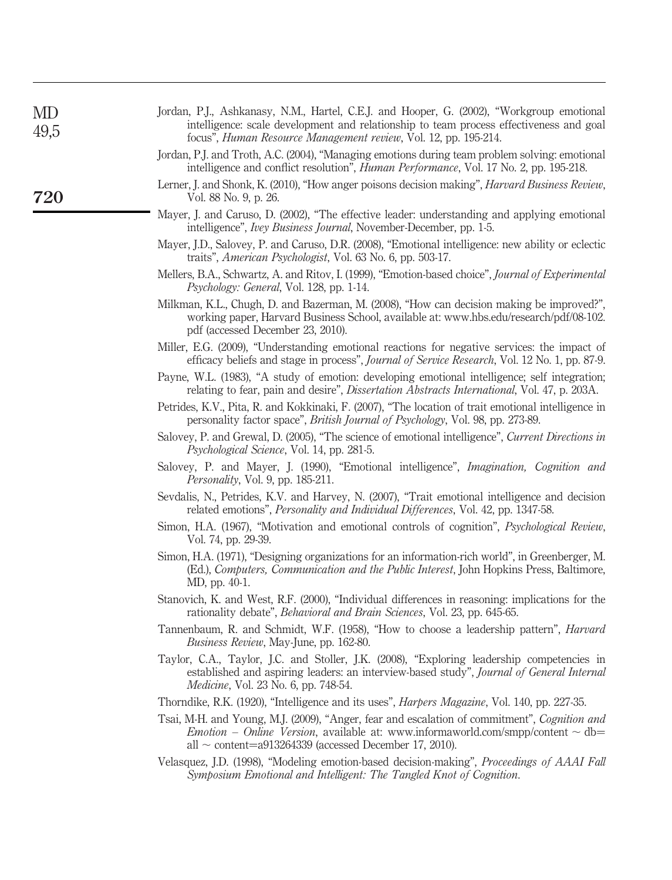Jordan, P.J., Ashkanasy, N.M., Hartel, C.E.J. and Hooper, G. (2002), "Workgroup emotional intelligence: scale development and relationship to team process effectiveness and goal focus", *Human Resource Management review*, Vol. 12, pp. 195-214.

Jordan, P.J. and Troth, A.C. (2004), "Managing emotions during team problem solving: emotional intelligence and conflict resolution", *Human Performance*, Vol. 17 No. 2, pp. 195-218.

Lerner, J. and Shonk, K. (2010), "How anger poisons decision making", *Harvard Business Review*, Vol. 88 No. 9, p. 26.

Mayer, J. and Caruso, D. (2002), "The effective leader: understanding and applying emotional intelligence", *Ivey Business Journal*, November-December, pp. 1-5.

Mayer, J.D., Salovey, P. and Caruso, D.R. (2008), "Emotional intelligence: new ability or eclectic traits", *American Psychologist*, Vol. 63 No. 6, pp. 503-17.

Mellers, B.A., Schwartz, A. and Ritov, I. (1999), "Emotion-based choice", *Journal of Experimental Psychology: General*, Vol. 128, pp. 1-14.

Milkman, K.L., Chugh, D. and Bazerman, M. (2008), "How can decision making be improved?", working paper, Harvard Business School, available at: www.hbs.edu/research/pdf/08-102.pdf (accessed December 23, 2010).

Miller, E.G. (2009), "Understanding emotional reactions for negative services: the impact of efficacy beliefs and stage in process", *Journal of Service Research*, Vol. 12 No. 1, pp. 87-9.

Payne, W.L. (1983), "A study of emotion: developing emotional intelligence; self integration; relating to fear, pain and desire", *Dissertation Abstracts International*, Vol. 47, p. 203A.

Petrides, K.V., Pita, R. and Kokkinaki, F. (2007), "The location of trait emotional intelligence in personality factor space", *British Journal of Psychology*, Vol. 98, pp. 273-89.

Salovey, P. and Grewal, D. (2005), "The science of emotional intelligence", *Current Directions in Psychological Science*, Vol. 14, pp. 281-5.

Salovey, P. and Mayer, J. (1990), "Emotional intelligence", *Imagination, Cognition and Personality*, Vol. 9, pp. 185-211.

Sevdalis, N., Petrides, K.V. and Harvey, N. (2007), "Trait emotional intelligence and decision related emotions", *Personality and Individual Differences*, Vol. 42, pp. 1347-58.

Simon, H.A. (1967), "Motivation and emotional controls of cognition", *Psychological Review*, Vol. 74, pp. 29-39.

Simon, H.A. (1971), "Designing organizations for an information-rich world", in Greenberger, M. (Ed.), *Computers, Communication and the Public Interest*, John Hopkins Press, Baltimore, MD, pp. 40-1.

Stanovich, K. and West, R.F. (2000), "Individual differences in reasoning: implications for the rationality debate", *Behavioral and Brain Sciences*, Vol. 23, pp. 645-65.

Tannenbaum, R. and Schmidt, W.F. (1958), "How to choose a leadership pattern", *Harvard Business Review*, May-June, pp. 162-80.

Taylor, C.A., Taylor, J.C. and Stoller, J.K. (2008), "Exploring leadership competencies in established and aspiring leaders: an interview-based study", *Journal of General Internal Medicine*, Vol. 23 No. 6, pp. 748-54.

Thorndike, R.K. (1920), "Intelligence and its uses", *Harpers Magazine*, Vol. 140, pp. 227-35.

Tsai, M-H. and Young, M.J. (2009), "Anger, fear and escalation of commitment", *Cognition and Emotion – Online Version*, available at: www.informaworld.com/smpp/content ~ db= all ~ content=a913264339 (accessed December 17, 2010).

Velasquez, J.D. (1998), "Modeling emotion-based decision-making", *Proceedings of AAAI Fall Symposium Emotional and Intelligent: The Tangled Knot of Cognition*.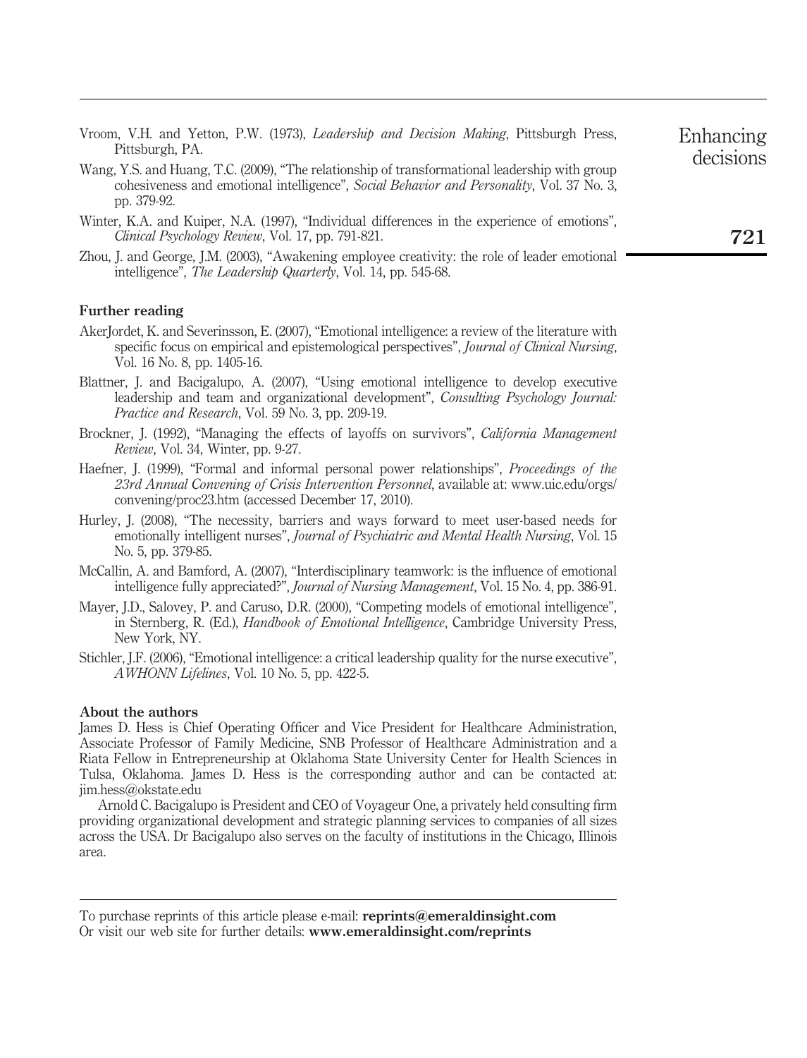Vroom, V.H. and Yetton, P.W. (1973), *Leadership and Decision Making*, Pittsburgh Press, Pittsburgh, PA.

Wang, Y.S. and Huang, T.C. (2009), "The relationship of transformational leadership with group cohesiveness and emotional intelligence", *Social Behavior and Personality*, Vol. 37 No. 3, pp. 379-92.

Winter, K.A. and Kuiper, N.A. (1997), "Individual differences in the experience of emotions", *Clinical Psychology Review*, Vol. 17, pp. 791-821.

Zhou, J. and George, J.M. (2003), "Awakening employee creativity: the role of leader emotional intelligence", *The Leadership Quarterly*, Vol. 14, pp. 545-68.

## Further reading

AkerJordet, K. and Severinsson, E. (2007), "Emotional intelligence: a review of the literature with specific focus on empirical and epistemological perspectives", *Journal of Clinical Nursing*, Vol. 16 No. 8, pp. 1405-16.

Blattner, J. and Bacigalupo, A. (2007), "Using emotional intelligence to develop executive leadership and team and organizational development", *Consulting Psychology Journal: Practice and Research*, Vol. 59 No. 3, pp. 209-19.

Brockner, J. (1992), "Managing the effects of layoffs on survivors", *California Management Review*, Vol. 34, Winter, pp. 9-27.

Haefner, J. (1999), "Formal and informal personal power relationships", *Proceedings of the 23rd Annual Convening of Crisis Intervention Personnel*, available at: www.uic.edu/orgs/convening/proc23.htm (accessed December 17, 2010).

Hurley, J. (2008), "The necessity, barriers and ways forward to meet user-based needs for emotionally intelligent nurses", *Journal of Psychiatric and Mental Health Nursing*, Vol. 15 No. 5, pp. 379-85.

McCallin, A. and Bamford, A. (2007), "Interdisciplinary teamwork: is the influence of emotional intelligence fully appreciated?", *Journal of Nursing Management*, Vol. 15 No. 4, pp. 386-91.

Mayer, J.D., Salovey, P. and Caruso, D.R. (2000), "Competing models of emotional intelligence", in Sternberg, R. (Ed.), *Handbook of Emotional Intelligence*, Cambridge University Press, New York, NY.

Stichler, J.F. (2006), "Emotional intelligence: a critical leadership quality for the nurse executive", *AWHONN Lifelines*, Vol. 10 No. 5, pp. 422-5.

## About the authors

James D. Hess is Chief Operating Officer and Vice President for Healthcare Administration, Associate Professor of Family Medicine, SNB Professor of Healthcare Administration and a Riata Fellow in Entrepreneurship at Oklahoma State University Center for Health Sciences in Tulsa, Oklahoma. James D. Hess is the corresponding author and can be contacted at: jim.hess@okstate.edu

Arnold C. Bacigalupo is President and CEO of Voyageur One, a privately held consulting firm providing organizational development and strategic planning services to companies of all sizes across the USA. Dr Bacigalupo also serves on the faculty of institutions in the Chicago, Illinois area.

To purchase reprints of this article please e-mail: **reprints@emeraldinsight.com**
Or visit our web site for further details: **www.emeraldinsight.com/reprints**